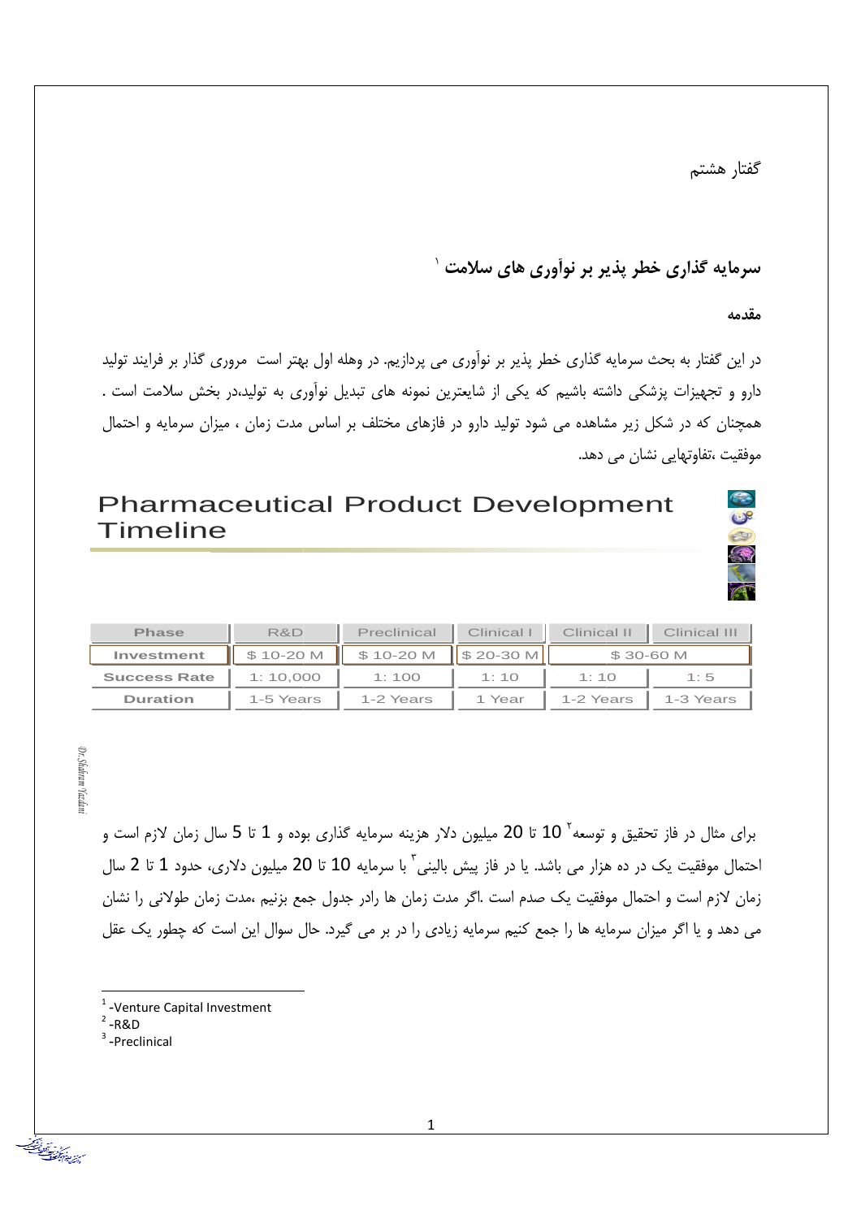گفتار هشتم

## سرمایه گذاری خطر پذیر بر نوآوری های سلامت [1]

### مقدمه

در این گفتار به بحث سرمایه گذاری خطر پذیر بر نوآوری می پردازیم. در وهله اول بهتر است مروری گذار بر فرایند تولید دارو و تجهیزات پزشکی داشته باشیم که یکی از شایعترین نمونه های تبدیل نوآوری به تولید،در بخش سلامت است . همچنان که در شکل زیر مشاهده می شود تولید دارو در فازهای مختلف بر اساس مدت زمان ، میزان سرمایه و احتمال موفقیت ،تفاوتهایی نشان می دهد.

**Pharmaceutical Product Development Timeline**

| Phase | R&D | Preclinical | Clinical I | Clinical II | Clinical III |
|---|---|---|---|---|---|
| Investment | $ 10-20 M | $ 10-20 M | $ 20-30 M | $ 30-60 M | |
| Success Rate | 1: 10,000 | 1: 100 | 1: 10 | 1: 10 | 1: 5 |
| Duration | 1-5 Years | 1-2 Years | 1 Year | 1-2 Years | 1-3 Years |

برای مثال در فاز تحقیق و توسعه[2] 10 تا 20 میلیون دلار هزینه سرمایه گذاری بوده و 1 تا 5 سال زمان لازم است و احتمال موفقیت یک در ده هزار می باشد. یا در فاز پیش بالینی[3] با سرمایه 10 تا 20 میلیون دلاری، حدود 1 تا 2 سال زمان لازم است و احتمال موفقیت یک صدم است .اگر مدت زمان ها رادر جدول جمع بزنیم ،مدت زمان طولانی را نشان می دهد و یا اگر میزان سرمایه ها را جمع کنیم سرمایه زیادی را در بر می گیرد. حال سوال این است که چطور یک عقل

---

[1] -Venture Capital Investment

[2] -R&D

[3] -Preclinical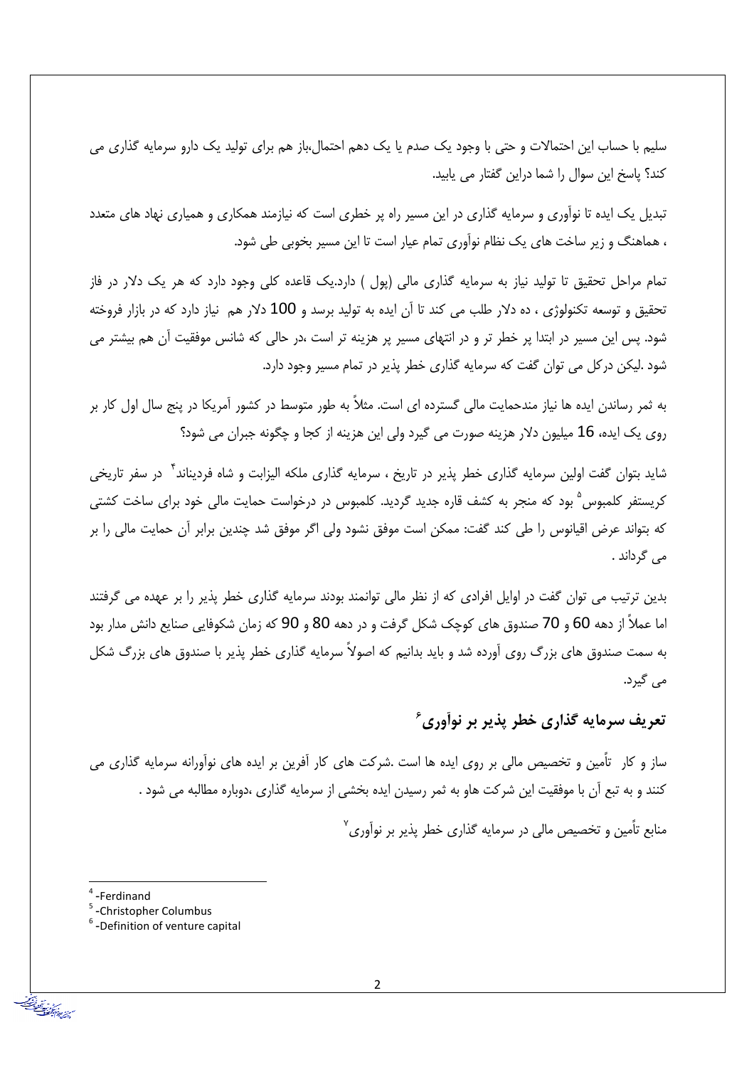سلیم با حساب این احتمالات و حتی با وجود یک صدم یا یک دهم احتمال،باز هم برای تولید یک دارو سرمایه گذاری می کند؟ پاسخ این سوال را شما دراین گفتار می یابید.

تبدیل یک ایده تا نوآوری و سرمایه گذاری در این مسیر راه پر خطری است که نیازمند همکاری و همیاری نهاد های متعدد ، هماهنگ و زیر ساخت های یک نظام نوآوری تمام عیار است تا این مسیر بخوبی طی شود.

تمام مراحل تحقیق تا تولید نیاز به سرمایه گذاری مالی (پول ) دارد.یک قاعده کلی وجود دارد که هر یک دلار در فاز تحقیق و توسعه تکنولوژی ، ده دلار طلب می کند تا آن ایده به تولید برسد و 100 دلار هم نیاز دارد که در بازار فروخته شود. پس این مسیر در ابتدا پر خطر تر و در انتهای مسیر پر هزینه تر است ،در حالی که شانس موفقیت آن هم بیشتر می شود .لیکن درکل می توان گفت که سرمایه گذاری خطر پذیر در تمام مسیر وجود دارد.

به ثمر رساندن ایده ها نیاز مندحمایت مالی گسترده ای است. مثلاً به طور متوسط در کشور آمریکا در پنج سال اول کار بر روی یک ایده، 16 میلیون دلار هزینه صورت می گیرد ولی این هزینه از کجا و چگونه جبران می شود؟

شاید بتوان گفت اولین سرمایه گذاری خطر پذیر در تاریخ ، سرمایه گذاری ملکه الیزابت و شاه فردیناند[4] در سفر تاریخی کریستفر کلمبوس[5] بود که منجر به کشف قاره جدید گردید. کلمبوس در درخواست حمایت مالی خود برای ساخت کشتی که بتواند عرض اقیانوس را طی کند گفت: ممکن است موفق نشود ولی اگر موفق شد چندین برابر آن حمایت مالی را بر می گرداند .

بدین ترتیب می توان گفت در اوایل افرادی که از نظر مالی توانمند بودند سرمایه گذاری خطر پذیر را بر عهده می گرفتند اما عملاً از دهه 60 و 70 صندوق های کوچک شکل گرفت و در دهه 80 و 90 که زمان شکوفایی صنایع دانش مدار بود به سمت صندوق های بزرگ روی آورده شد و باید بدانیم که اصولاً سرمایه گذاری خطر پذیر با صندوق های بزرگ شکل می گیرد.

## تعریف سرمایه گذاری خطر پذیر بر نوآوری[6]

ساز و کار تأمین و تخصیص مالی بر روی ایده ها است .شرکت های کار آفرین بر ایده های نوآورانه سرمایه گذاری می کنند و به تبع آن با موفقیت این شرکت هاو به ثمر رسیدن ایده بخشی از سرمایه گذاری ،دوباره مطالبه می شود .

منابع تأمین و تخصیص مالی در سرمایه گذاری خطر پذیر بر نوآوری[7]

---

[4] -Ferdinand

[5] -Christopher Columbus

[6] -Definition of venture capital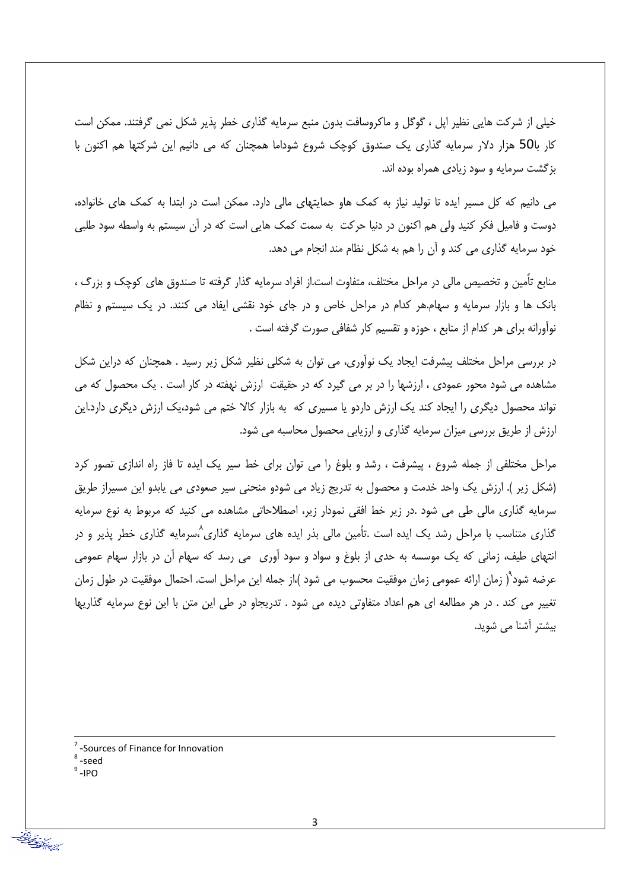خیلی از شرکت هایی نظیر اپل ، گوگل و ماکروسافت بدون منبع سرمایه گذاری خطر پذیر شکل نمی گرفتند. ممکن است کار با50 هزار دلار سرمایه گذاری یک صندوق کوچک شروع شوداما همچنان که می دانیم این شرکتها هم اکنون با بزگشت سرمایه و سود زیادی همراه بوده اند.

می دانیم که کل مسیر ایده تا تولید نیاز به کمک هاو حمایتهای مالی دارد. ممکن است در ابتدا به کمک های خانواده، دوست و فامیل فکر کنید ولی هم اکنون در دنیا حرکت به سمت کمک هایی است که در آن سیستم به واسطه سود طلبی خود سرمایه گذاری می کند و آن را هم به شکل نظام مند انجام می دهد.

منابع تأمین و تخصیص مالی در مراحل مختلف، متفاوت است.از افراد سرمایه گذار گرفته تا صندوق های کوچک و بزرگ ، بانک ها و بازار سرمایه و سهام.هر کدام در مراحل خاص و در جای خود نقشی ایفاد می کنند. در یک سیستم و نظام نوآورانه برای هر کدام از منابع ، حوزه و تقسیم کار شفافی صورت گرفته است .

در بررسی مراحل مختلف پیشرفت ایجاد یک نوآوری، می توان به شکلی نظیر شکل زیر رسید . همچنان که دراین شکل مشاهده می شود محور عمودی ، ارزشها را در بر می گیرد که در حقیقت ارزش نهفته در کار است . یک محصول که می تواند محصول دیگری را ایجاد کند یک ارزش داردو یا مسیری که به بازار کالا ختم می شود،یک ارزش دیگری دارد.این ارزش از طریق بررسی میزان سرمایه گذاری و ارزیابی محصول محاسبه می شود.

مراحل مختلفی از جمله شروع ، پیشرفت ، رشد و بلوغ را می توان برای خط سیر یک ایده تا فاز راه اندازی تصور کرد (شکل زیر ). ارزش یک واحد خدمت و محصول به تدریج زیاد می شودو منحنی سیر صعودی می یابدو این مسیراز طریق سرمایه گذاری مالی طی می شود .در زیر خط افقی نمودار زیر، اصطلاحاتی مشاهده می کنید که مربوط به نوع سرمایه گذاری متناسب با مراحل رشد یک ایده است .تأمین مالی بذر ایده های سرمایه گذاری[8]،سرمایه گذاری خطر پذیر و در انتهای طیف، زمانی که یک موسسه به حدی از بلوغ و سواد و سود آوری می رسد که سهام آن در بازار سهام عمومی عرضه شود[9]( زمان ارائه عمومی زمان موفقیت محسوب می شود )،از جمله این مراحل است. احتمال موفقیت در طول زمان تغییر می کند . در هر مطالعه ای هم اعداد متفاوتی دیده می شود . تدریجاو در طی این متن با این نوع سرمایه گذاریها بیشتر آشنا می شوید.

---

[7] -Sources of Finance for Innovation

[8] -seed

[9] -IPO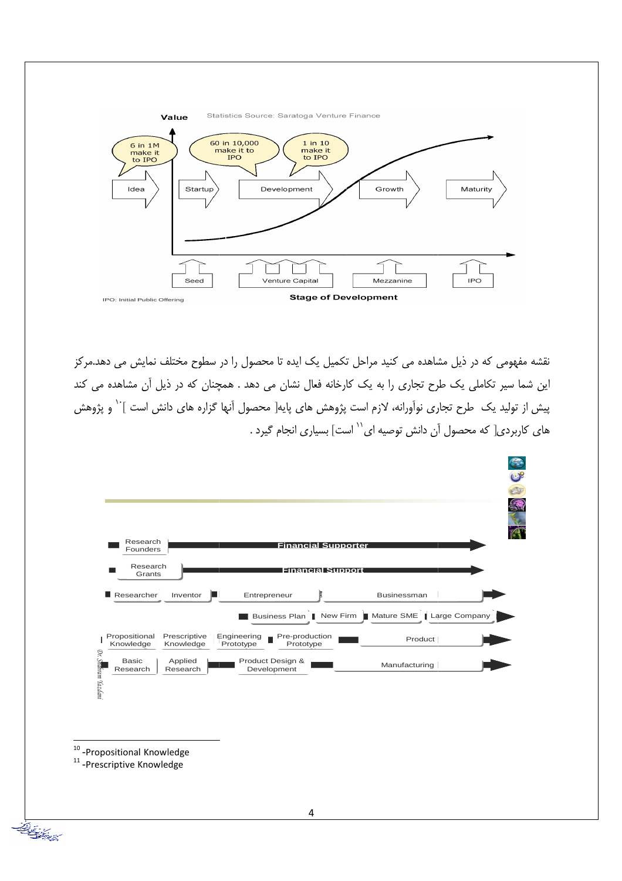Value — Statistics Source: Saratoga Venture Finance

6 in 1M make it to IPO — 60 in 10,000 make it to IPO — 1 in 10 make it to IPO

Idea → Startup → Development → Growth → Maturity

Seed — Venture Capital — Mezzanine — IPO

**Stage of Development**

IPO: Initial Public Offering

نقشه مفهومی که در ذیل مشاهده می کنید مراحل تکمیل یک ایده تا محصول را در سطوح مختلف نمایش می دهد.مرکز این شما سیر تکاملی یک طرح تجاری را به یک کارخانه فعال نشان می دهد . همچنان که در ذیل آن مشاهده می کند پیش از تولید یک طرح تجاری نوآورانه، لازم است پژوهش های پایه[ محصول آنها گزاره های دانش است ][10] و پژوهش های کاربردی[ که محصول آن دانش توصیه ای[11] است] بسیاری انجام گیرد .

Research Founders — Financial Supporter

Research Grants — Financial Support

Researcher — Inventor — Entrepreneur — Businessman

Business Plan — New Firm — Mature SME — Large Company

Propositional Knowledge — Prescriptive Knowledge — Engineering Prototype — Pre-production Prototype — Product

Basic Research — Applied Research — Product Design & Development — Manufacturing

Dr. Shahram Yazdani

---

[10] -Propositional Knowledge

[11] -Prescriptive Knowledge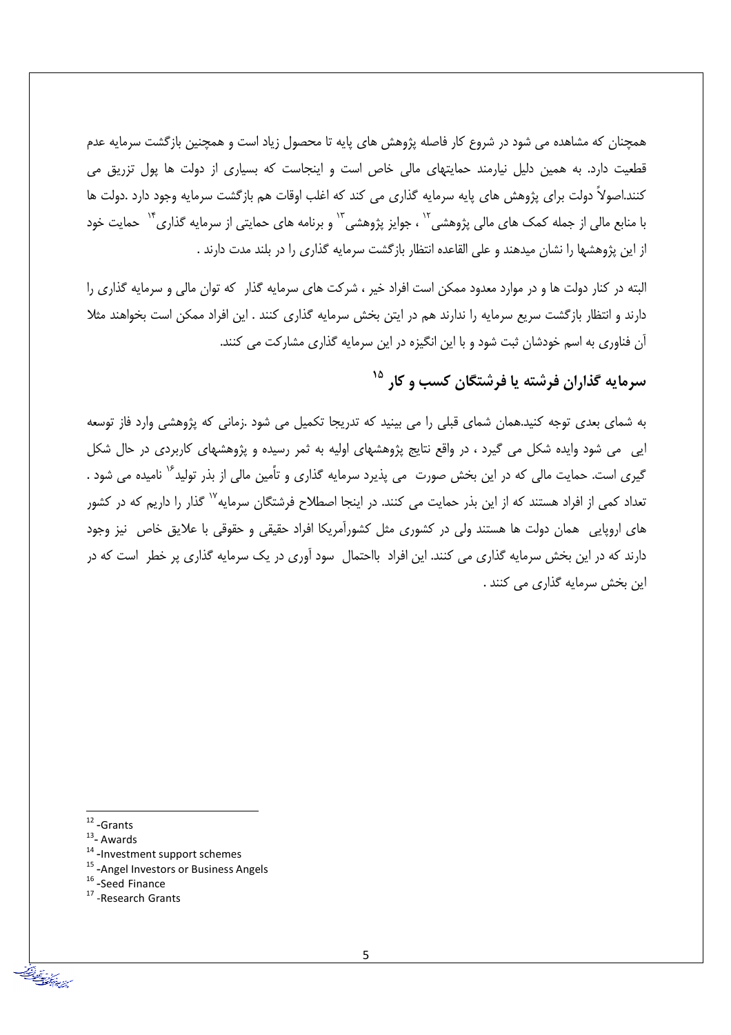همچنان که مشاهده می شود در شروع کار فاصله پژوهش های پایه تا محصول زیاد است و همچنین بازگشت سرمایه عدم قطعیت دارد. به همین دلیل نیارمند حمایتهای مالی خاص است و اینجاست که بسیاری از دولت ها پول تزریق می کنند.اصولاً دولت برای پژوهش های پایه سرمایه گذاری می کند که اغلب اوقات هم بازگشت سرمایه وجود دارد .دولت ها با منابع مالی از جمله کمک های مالی پژوهشی[12] ، جوایز پژوهشی[13] و برنامه های حمایتی از سرمایه گذاری[14] حمایت خود از این پژوهشها را نشان میدهند و علی القاعده انتظار بازگشت سرمایه گذاری را در بلند مدت دارند .

البته در کنار دولت ها و در موارد معدود ممکن است افراد خیر ، شرکت های سرمایه گذار که توان مالی و سرمایه گذاری را دارند و انتظار بازگشت سریع سرمایه را ندارند هم در ایتن بخش سرمایه گذاری کنند . این افراد ممکن است بخواهند مثلا آن فناوری به اسم خودشان ثبت شود و با این انگیزه در این سرمایه گذاری مشارکت می کنند.

## سرمایه گذاران فرشته یا فرشتگان کسب و کار [15]

به شمای بعدی توجه کنید.همان شمای قبلی را می بینید که تدریجا تکمیل می شود .زمانی که پژوهشی وارد فاز توسعه ایی می شود وایده شکل می گیرد ، در واقع نتایج پژوهشهای اولیه به ثمر رسیده و پژوهشهای کاربردی در حال شکل گیری است. حمایت مالی که در این بخش صورت می پذیرد سرمایه گذاری و تأمین مالی از بذر تولید[16] نامیده می شود . تعداد کمی از افراد هستند که از این بذر حمایت می کنند. در اینجا اصطلاح فرشتگان سرمایه[17] گذار را داریم که در کشور های اروپایی همان دولت ها هستند ولی در کشوری مثل کشورآمریکا افراد حقیقی و حقوقی با علایق خاص نیز وجود دارند که در این بخش سرمایه گذاری می کنند. این افراد بااحتمال سود آوری در یک سرمایه گذاری پر خطر است که در این بخش سرمایه گذاری می کنند .

---

[12] -Grants
[13] - Awards
[14] -Investment support schemes
[15] -Angel Investors or Business Angels
[16] -Seed Finance
[17] -Research Grants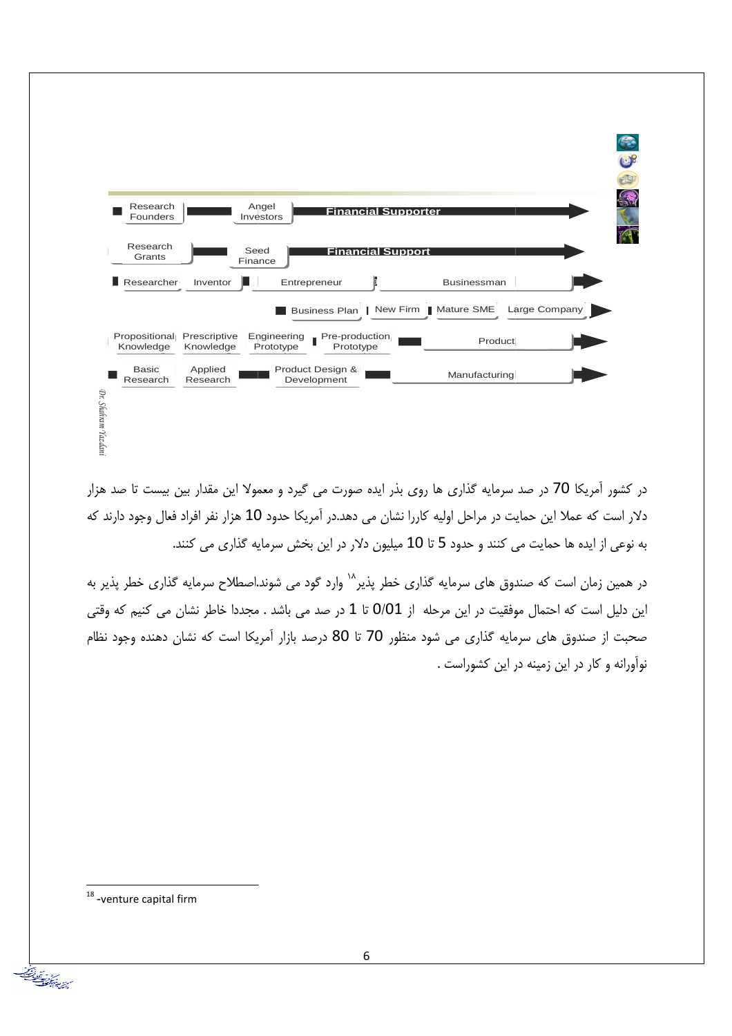Research Founders | Angel Investors | **Financial Supporter**

Research Grants | Seed Finance | **Financial Support**

Researcher | Inventor | Entrepreneur | Businessman

Business Plan | New Firm | Mature SME | Large Company

Propositional Knowledge | Prescriptive Knowledge | Engineering Prototype | Pre-production Prototype | Product

Basic Research | Applied Research | Product Design & Development | Manufacturing

*Dr. Shahram Yazdani*

در کشور آمریکا 70 در صد سرمایه گذاری ها روی بذر ایده صورت می گیرد و معمولا این مقدار بین بیست تا صد هزار دلار است که عملا این حمایت در مراحل اولیه کاررا نشان می دهد.در آمریکا حدود 10 هزار نفر افراد فعال وجود دارند که به نوعی از ایده ها حمایت می کنند و حدود 5 تا 10 میلیون دلار در این بخش سرمایه گذاری می کنند.

در همین زمان است که صندوق های سرمایه گذاری خطر پذیر[18] وارد گود می شوند.اصطلاح سرمایه گذاری خطر پذیر به این دلیل است که احتمال موفقیت در این مرحله از 0/01 تا 1 در صد می باشد . مجددا خاطر نشان می کنیم که وقتی صحبت از صندوق های سرمایه گذاری می شود منظور 70 تا 80 درصد بازار آمریکا است که نشان دهنده وجود نظام نوآورانه و کار در این زمینه در این کشوراست .

---

[18] -venture capital firm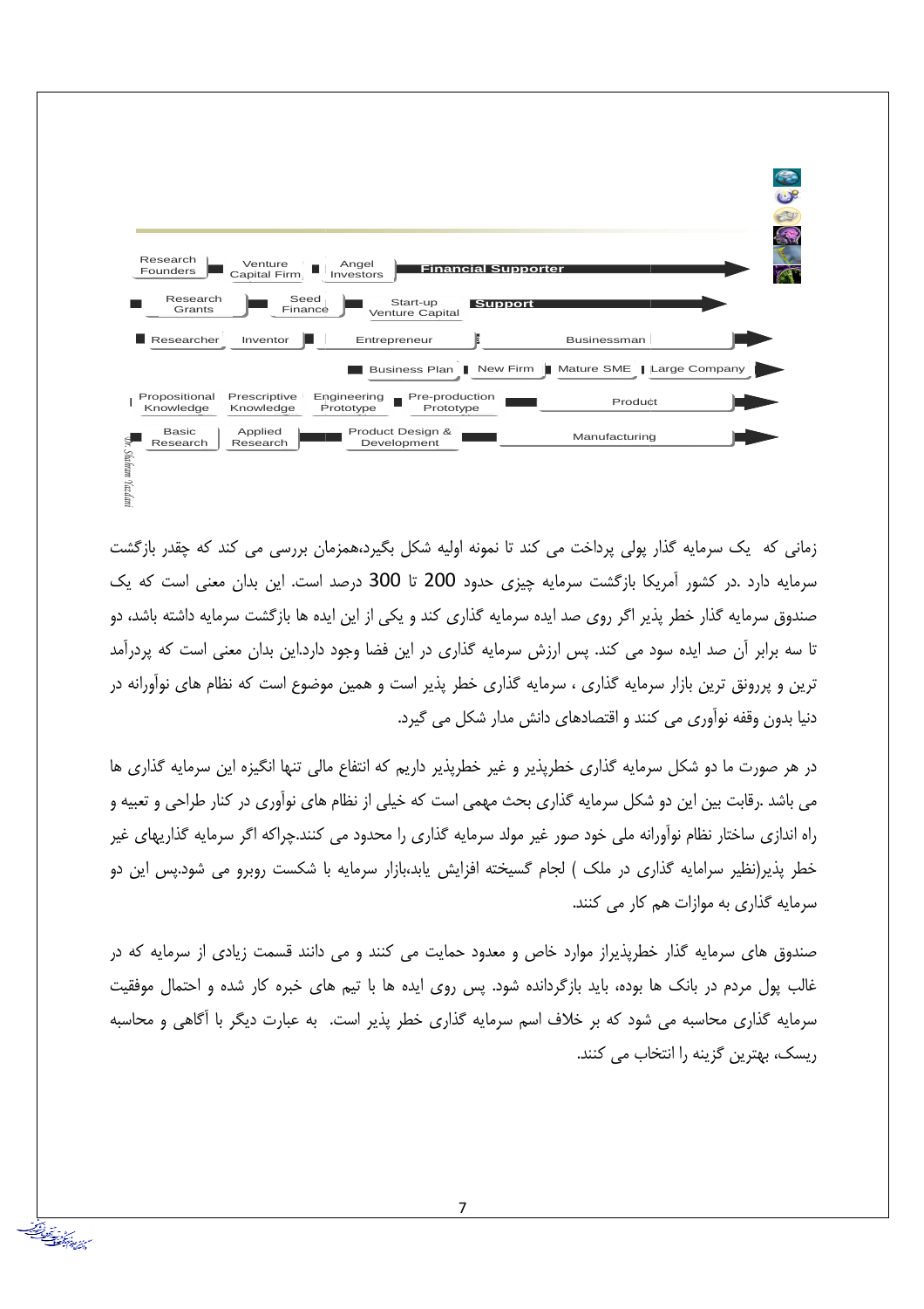Research Founders → Venture Capital Firm → Angel Investors → Financial Supporter

Research Grants → Seed Finance → Start-up Venture Capital → Support

Researcher → Inventor → Entrepreneur → Businessman

Business Plan → New Firm → Mature SME → Large Company

Propositional Knowledge → Prescriptive Knowledge → Engineering Prototype → Pre-production Prototype → Product

Basic Research → Applied Research → Product Design & Development → Manufacturing

Dr. Shahram Yazdani

زمانی که  یک سرمایه گذار پولی پرداخت می کند تا نمونه اولیه شکل بگیرد،همزمان بررسی می کند که چقدر بازگشت سرمایه دارد .در کشور آمریکا بازگشت سرمایه چیزی حدود 200 تا 300 درصد است. این بدان معنی است که یک صندوق سرمایه گذار خطر پذیر اگر روی صد ایده سرمایه گذاری کند و یکی از این ایده ها بازگشت سرمایه داشته باشد، دو تا سه برابر آن صد ایده سود می کند. پس ارزش سرمایه گذاری در این فضا وجود دارد.این بدان معنی است که پردرآمد ترین و پررونق ترین بازار سرمایه گذاری ، سرمایه گذاری خطر پذیر است و همین موضوع است که نظام های نوآورانه در دنیا بدون وقفه نوآوری می کنند و اقتصادهای دانش مدار شکل می گیرد.

در هر صورت ما دو شکل سرمایه گذاری خطرپذیر و غیر خطرپذیر داریم که انتفاع مالی تنها انگیزه این سرمایه گذاری ها می باشد .رقابت بین این دو شکل سرمایه گذاری بحث مهمی است که خیلی از نظام های نوآوری در کنار طراحی و تعبیه و راه اندازی ساختار نظام نوآورانه ملی خود صور غیر مولد سرمایه گذاری را محدود می کنند.چراکه اگر سرمایه گذاریهای غیر خطر پذیر(نظیر سرامایه گذاری در ملک ) لجام گسیخته افزایش یابد،بازار سرمایه با شکست روبرو می شود.پس این دو سرمایه گذاری به موازات هم کار می کنند.

صندوق های سرمایه گذار خطرپذیراز موارد خاص و معدود حمایت می کنند و می دانند قسمت زیادی از سرمایه که در غالب پول مردم در بانک ها بوده، باید بازگردانده شود. پس روی ایده ها با تیم های خبره کار شده و احتمال موفقیت سرمایه گذاری محاسبه می شود که بر خلاف اسم سرمایه گذاری خطر پذیر است.  به عبارت دیگر با آگاهی و محاسبه ریسک، بهترین گزینه را انتخاب می کنند.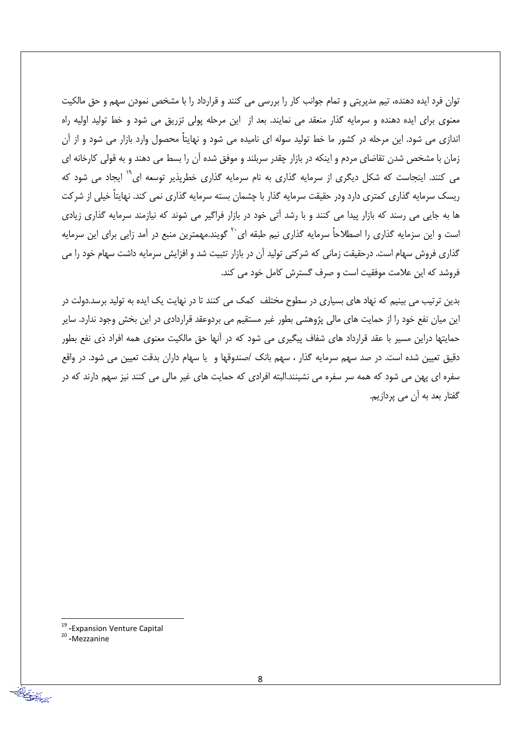توان فرد ایده دهنده، تیم مدیریتی و تمام جوانب کار را بررسی می کنند و قرارداد را با مشخص نمودن سهم و حق مالکیت معنوی برای ایده دهنده و سرمایه گذار منعقد می نمایند. بعد از این مرحله پولی تزریق می شود و خط تولید اولیه راه اندازی می شود. این مرحله در کشور ما خط تولید سوله ای نامیده می شود و نهایتاً محصول وارد بازار می شود و از آن زمان با مشخص شدن تقاضای مردم و اینکه در بازار چقدر سربلند و موفق شده آن را بسط می دهند و به قولی کارخانه ای می کنند. اینجاست که شکل دیگری از سرمایه گذاری به نام سرمایه گذاری خطرپذیر توسعه ای[19] ایجاد می شود که ریسک سرمایه گذاری کمتری دارد ودر حقیقت سرمایه گذار با چشمان بسته سرمایه گذاری نمی کند. نهایتاً خیلی از شرکت ها به جایی می رسند که بازار پیدا می کنند و با رشد آتی خود در بازار فراگیر می شوند که نیازمند سرمایه گذاری زیادی است و این سزمایه گذاری را اصطلاحاً سرمایه گذاری نیم طبقه ای[20] گویند.مهمترین منبع در آمد زایی برای این سرمایه گذاری فروش سهام است. درحقیقت زمانی که شرکتی تولید آن در بازار تثبیت شد و افزایش سرمایه داشت سهام خود را می فروشد که این علامت موفقیت است و صرف گسترش کامل خود می کند.

بدین ترتیب می بینیم که نهاد های بسیاری در سطوح مختلف کمک می کنند تا در نهایت یک ایده به تولید برسد.دولت در این میان نفع خود را از حمایت های مالی پژوهشی بطور غیر مستقیم می بردوعقد قراردادی در این بخش وجود ندارد. سایر حمایتها دراین مسیر با عقد قرارداد های شفاف پیگیری می شود که در آنها حق مالکیت معنوی همه افراد ذی نفع بطور دقیق تعیین شده است. در صد سهم سرمایه گذار ، سهم بانک /صندوقها و یا سهام داران بدقت تعیین می شود. در واقع سفره ای پهن می شود که همه سر سفره می نشینند.البته افرادی که حمایت های غیر مالی می کنند نیز سهم دارند که در گفتار بعد به آن می پردازیم.

---

[19] -Expansion Venture Capital

[20] -Mezzanine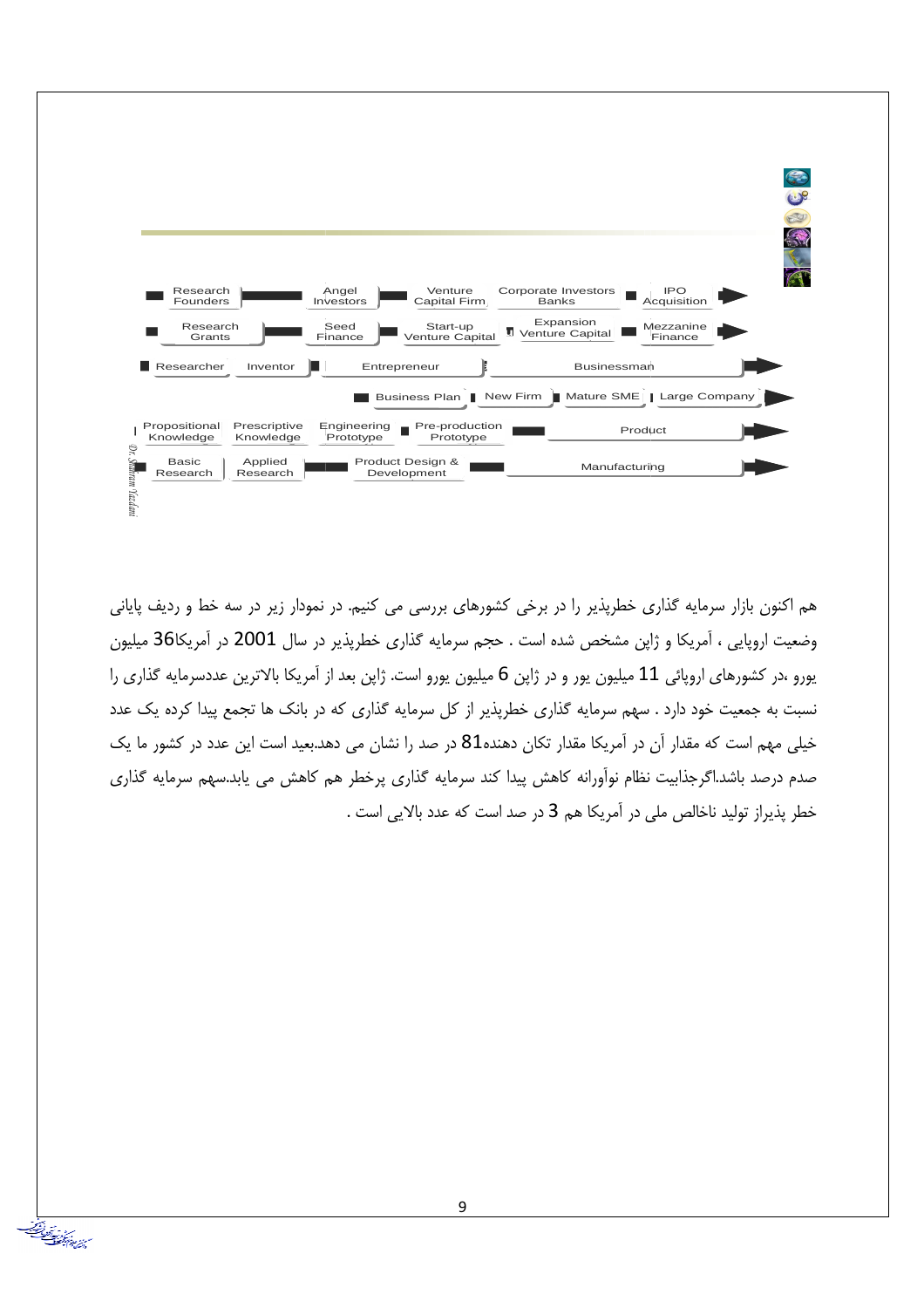Research Founders → Angel Investors → Venture Capital Firm → Corporate Investors Banks → IPO Acquisition

Research Grants → Seed Finance → Start-up Venture Capital → Expansion Venture Capital → Mezzanine Finance

Researcher → Inventor → Entrepreneur → Businessman

Business Plan → New Firm → Mature SME → Large Company

Propositional Knowledge → Prescriptive Knowledge → Engineering Prototype → Pre-production Prototype → Product

Basic Research → Applied Research → Product Design & Development → Manufacturing

هم اکنون بازار سرمایه گذاری خطرپذیر را در برخی کشورهای بررسی می کنیم. در نمودار زیر در سه خط و ردیف پایانی وضعیت اروپایی ، آمریکا و ژاپن مشخص شده است . حجم سرمایه گذاری خطرپذیر در سال 2001 در آمریکا36 میلیون یورو ،در کشورهای اروپائی 11 میلیون یور و در ژاپن 6 میلیون یورو است. ژاپن بعد از آمریکا بالاترین عددسرمایه گذاری را نسبت به جمعیت خود دارد . سهم سرمایه گذاری خطرپذیر از کل سرمایه گذاری که در بانک ها تجمع پیدا کرده یک عدد خیلی مهم است که مقدار آن در آمریکا مقدار تکان دهنده81 در صد را نشان می دهد.بعید است این عدد در کشور ما یک صدم درصد باشد.اگرجذابیت نظام نوآورانه کاهش پیدا کند سرمایه گذاری پرخطر هم کاهش می یابد.سهم سرمایه گذاری خطر پذیراز تولید ناخالص ملی در آمریکا هم 3 در صد است که عدد بالایی است .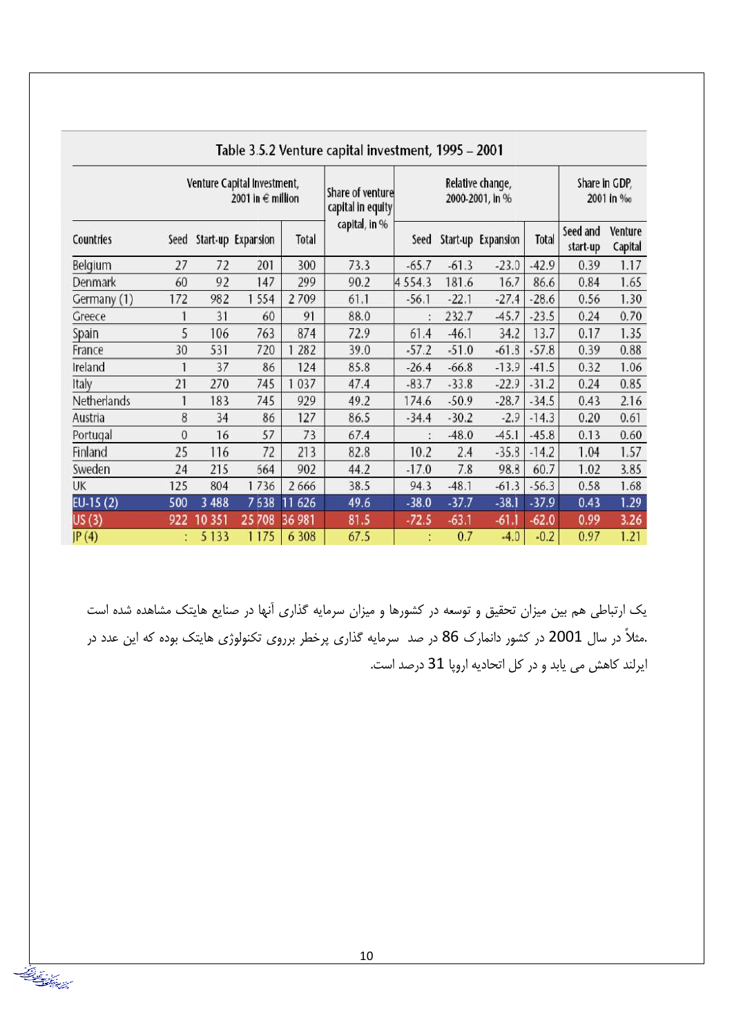**Table 3.5.2 Venture capital investment, 1995 – 2001**

| Countries | Venture Capital Investment, 2001 in € million | | | | Share of venture capital in equity capital, in % | Relative change, 2000-2001, in % | | | | Share in GDP, 2001 in ‰ | |
|---|---|---|---|---|---|---|---|---|---|---|---|
| | Seed | Start-up | Expansion | Total | | Seed | Start-up | Expansion | Total | Seed and start-up | Venture Capital |
| Belgium | 27 | 72 | 201 | 300 | 73.3 | -65.7 | -61.3 | -23.0 | -42.9 | 0.39 | 1.17 |
| Denmark | 60 | 92 | 147 | 299 | 90.2 | 4 554.3 | 181.6 | 16.7 | 86.6 | 0.84 | 1.65 |
| Germany (1) | 172 | 982 | 1 554 | 2 709 | 61.1 | -56.1 | -22.1 | -27.4 | -28.6 | 0.56 | 1.30 |
| Greece | 1 | 31 | 60 | 91 | 88.0 | : | 232.7 | -45.7 | -23.5 | 0.24 | 0.70 |
| Spain | 5 | 106 | 763 | 874 | 72.9 | 61.4 | -46.1 | 34.2 | 13.7 | 0.17 | 1.35 |
| France | 30 | 531 | 720 | 1 282 | 39.0 | -57.2 | -51.0 | -61.8 | -57.8 | 0.39 | 0.88 |
| Ireland | 1 | 37 | 86 | 124 | 85.8 | -26.4 | -66.8 | -13.9 | -41.5 | 0.32 | 1.06 |
| Italy | 21 | 270 | 745 | 1 037 | 47.4 | -83.7 | -33.8 | -22.9 | -31.2 | 0.24 | 0.85 |
| Netherlands | 1 | 183 | 745 | 929 | 49.2 | 174.6 | -50.9 | -28.7 | -34.5 | 0.43 | 2.16 |
| Austria | 8 | 34 | 86 | 127 | 86.5 | -34.4 | -30.2 | -2.9 | -14.3 | 0.20 | 0.61 |
| Portugal | 0 | 16 | 57 | 73 | 67.4 | : | -48.0 | -45.1 | -45.8 | 0.13 | 0.60 |
| Finland | 25 | 116 | 72 | 213 | 82.8 | 10.2 | 2.4 | -35.8 | -14.2 | 1.04 | 1.57 |
| Sweden | 24 | 215 | 664 | 902 | 44.2 | -17.0 | 7.8 | 98.8 | 60.7 | 1.02 | 3.85 |
| UK | 125 | 804 | 1 736 | 2 666 | 38.5 | 94.3 | -48.1 | -61.3 | -56.3 | 0.58 | 1.68 |
| EU-15 (2) | 500 | 3 488 | 7 638 | 11 626 | 49.6 | -38.0 | -37.7 | -38.1 | -37.9 | 0.43 | 1.29 |
| US (3) | 922 | 10 351 | 25 708 | 36 981 | 81.5 | -72.5 | -63.1 | -61.1 | -62.0 | 0.99 | 3.26 |
| JP (4) | : | 5 133 | 1 175 | 6 308 | 67.5 | : | 0.7 | -4.0 | -0.2 | 0.97 | 1.21 |

یک ارتباطی هم بین میزان تحقیق و توسعه در کشورها و میزان سرمایه گذاری آنها در صنایع هایتک مشاهده شده است .مثلاً در سال 2001 در کشور دانمارک 86 در صد سرمایه گذاری پرخطر برروی تکنولوژی هایتک بوده که این عدد در ایرلند کاهش می یابد و در کل اتحادیه اروپا 31 درصد است.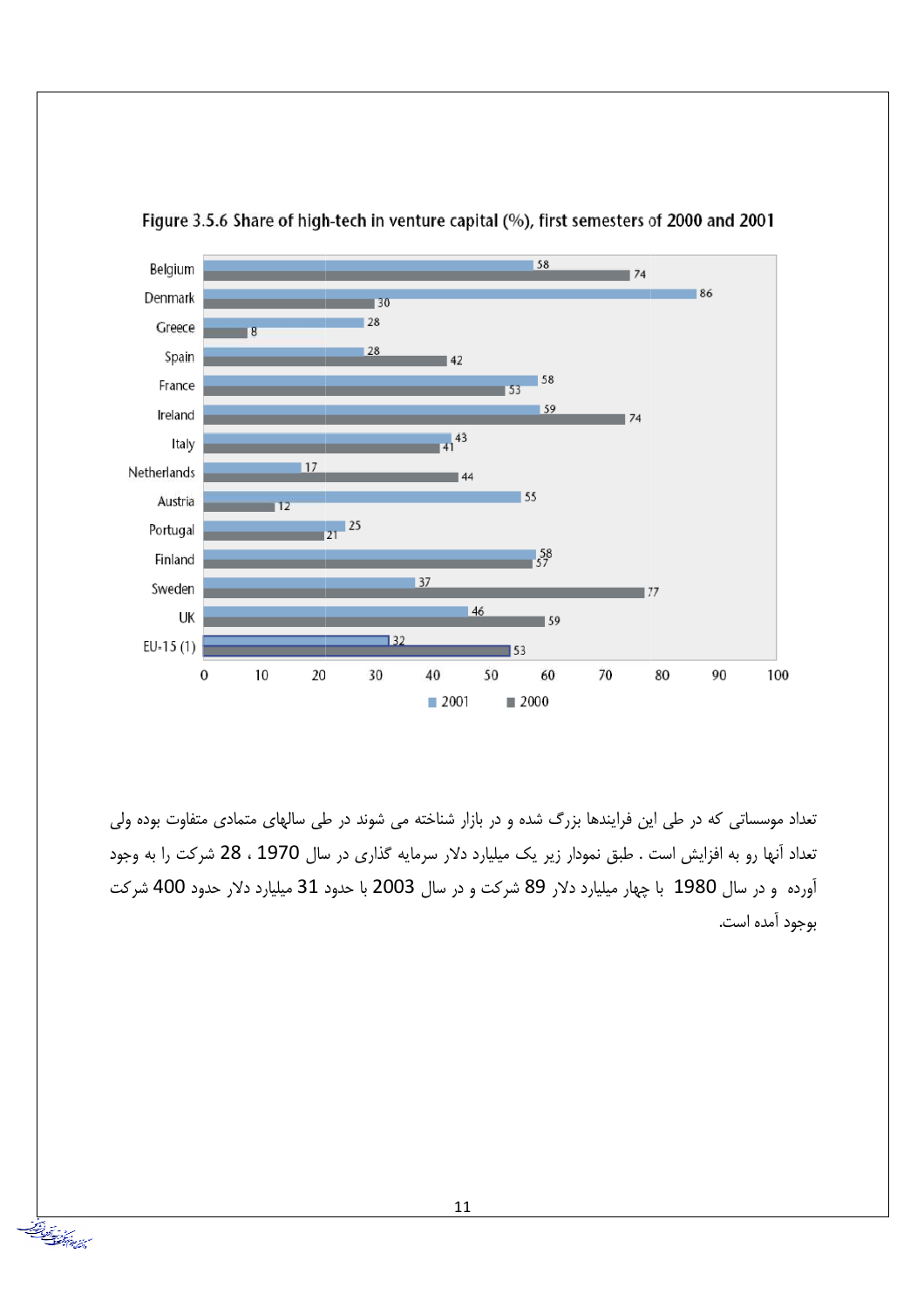Figure 3.5.6 Share of high-tech in venture capital (%), first semesters of 2000 and 2001

| Country | 2001 | 2000 |
|---|---|---|
| Belgium | 58 | 74 |
| Denmark | 86 | 30 |
| Greece | 28 | 8 |
| Spain | 28 | 42 |
| France | 58 | 53 |
| Ireland | 59 | 74 |
| Italy | 43 | 41 |
| Netherlands | 17 | 44 |
| Austria | 55 | 12 |
| Portugal | 25 | 21 |
| Finland | 58 | 57 |
| Sweden | 37 | 77 |
| UK | 46 | 59 |
| EU-15 (1) | 32 | 53 |

تعداد موسساتی که در طی این فرایندها بزرگ شده و در بازار شناخته می شوند در طی سالهای متمادی متفاوت بوده ولی تعداد آنها رو به افزایش است . طبق نمودار زیر یک میلیارد دلار سرمایه گذاری در سال 1970 ، 28 شرکت را به وجود آورده و در سال 1980 با چهار میلیارد دلار 89 شرکت و در سال 2003 با حدود 31 میلیارد دلار حدود 400 شرکت بوجود آمده است.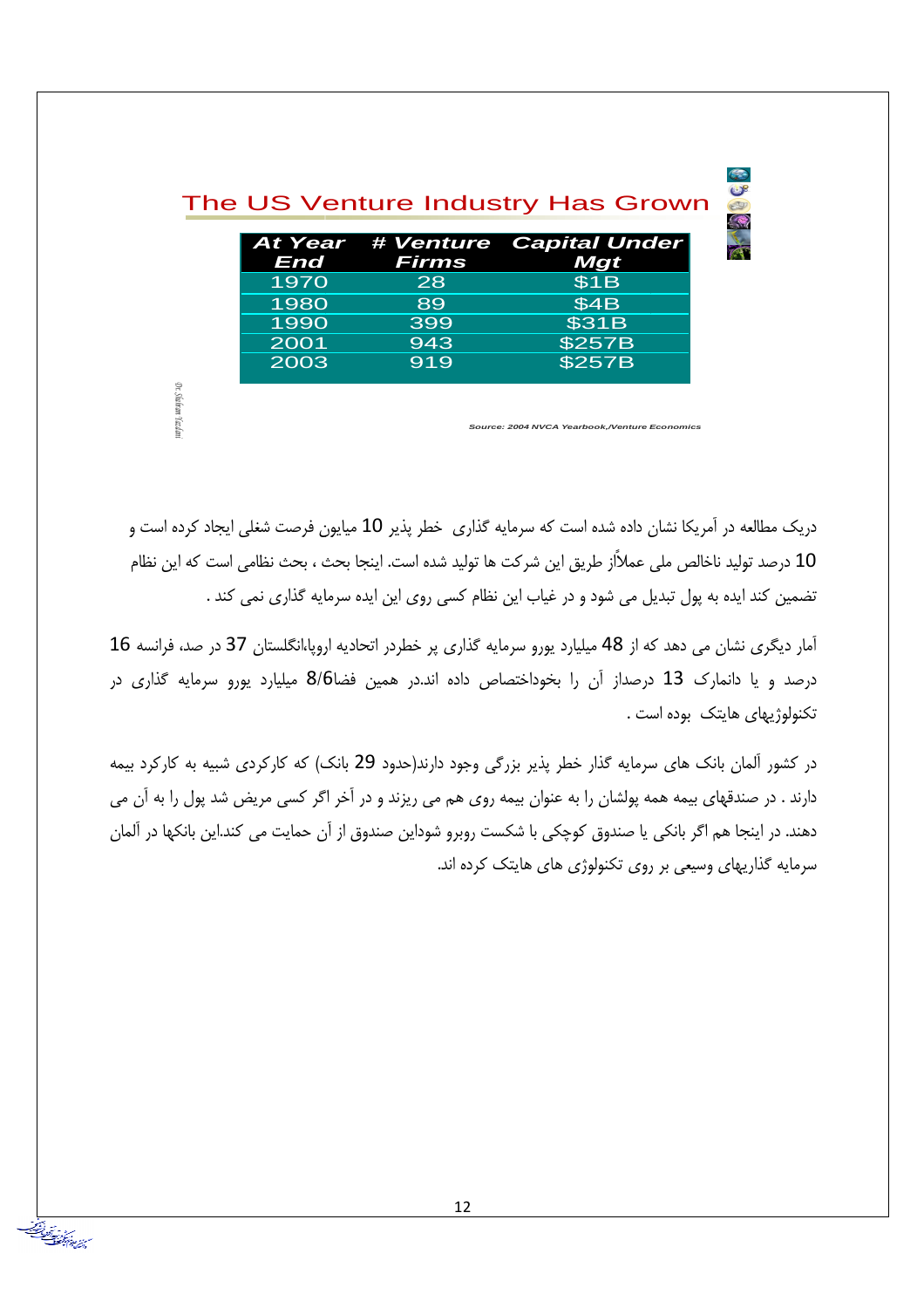## The US Venture Industry Has Grown

| At Year End | # Venture Firms | Capital Under Mgt |
|---|---|---|
| 1970 | 28 | $1B |
| 1980 | 89 | $4B |
| 1990 | 399 | $31B |
| 2001 | 943 | $257B |
| 2003 | 919 | $257B |

*Source: 2004 NVCA Yearbook,/Venture Economics*

دریک مطالعه در آمریکا نشان داده شده است که سرمایه گذاری  خطر پذیر 10 میایون فرصت شغلی ایجاد کرده است و 10 درصد تولید ناخالص ملی عملاًز طریق این شرکت ها تولید شده است. اینجا بحث ، بحث نظامی است که این نظام تضمین کند ایده به پول تبدیل می شود و در غیاب این نظام کسی روی این ایده سرمایه گذاری نمی کند .

آمار دیگری نشان می دهد که از 48 میلیارد یورو سرمایه گذاری پر خطردر اتحادیه اروپا،انگلستان 37 در صد، فرانسه 16 درصد و یا دانمارک 13 درصداز آن را بخوداختصاص داده اند.در همین فضا8/6 میلیارد یورو سرمایه گذاری در تکنولوژیهای هایتک  بوده است .

در کشور آلمان بانک های سرمایه گذار خطر پذیر بزرگی وجود دارند(حدود 29 بانک) که کارکردی شبیه به کارکرد بیمه دارند . در صندقهای بیمه همه پولشان را به عنوان بیمه روی هم می ریزند و در آخر اگر کسی مریض شد پول را به آن می دهند. در اینجا هم اگر بانکی یا صندوق کوچکی با شکست روبرو شوداین صندوق از آن حمایت می کند.این بانکها در آلمان سرمایه گذاریهای وسیعی بر روی تکنولوژی های هایتک کرده اند.